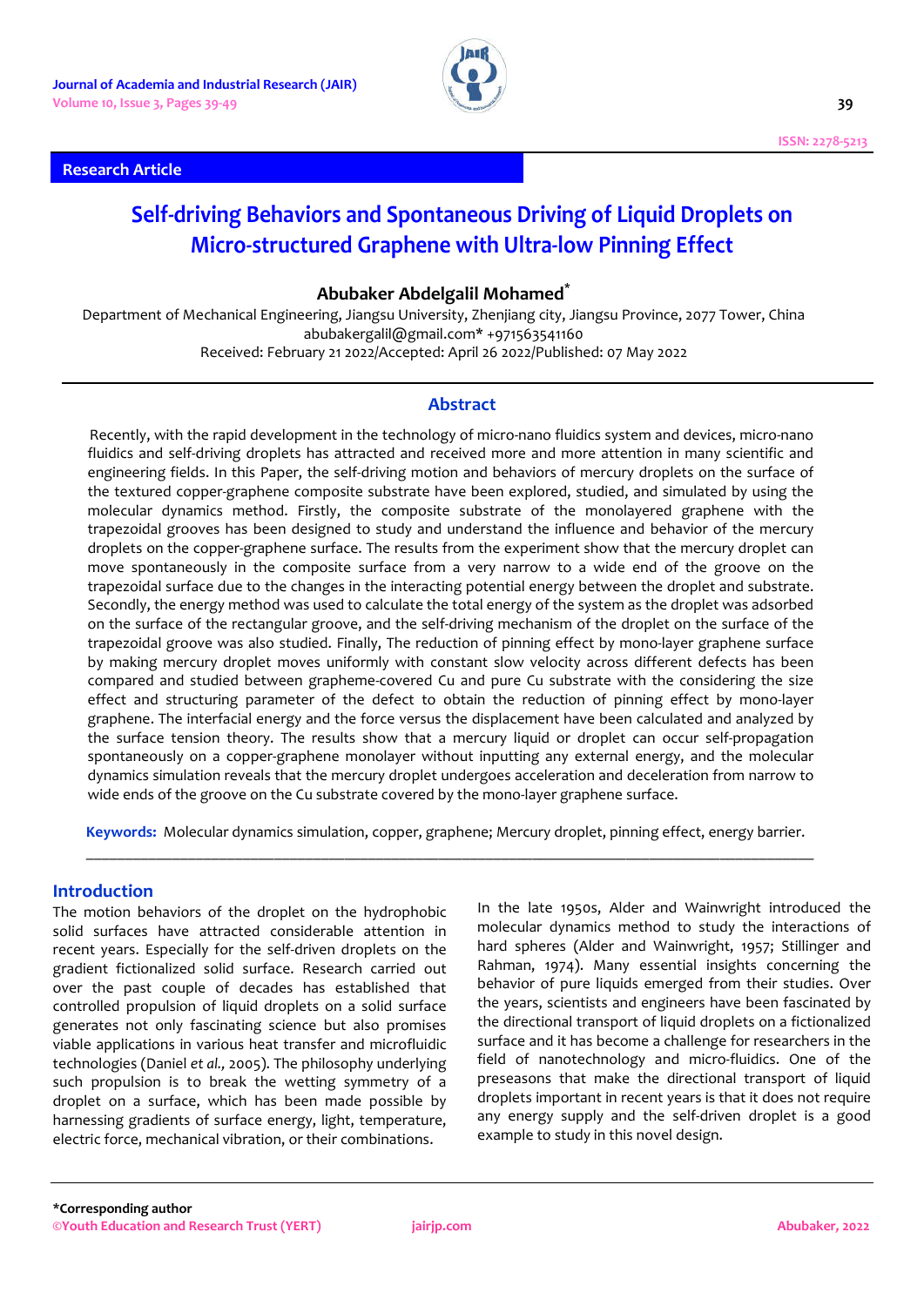Research Article

# Self-driving Behaviors and Spontaneous Driving of Liquid Droplets on Micro-structured Graphene with Ultra-low Pinning Effect

**Abubaker Abdelgalil Mohamed***

Department of Mechanical Engineering, Jiangsu University, Zhenjiang city, Jiangsu Province, 2077 Tower, China
abubakergalil@gmail.com* +971563541160
Received: February 21 2022/Accepted: April 26 2022/Published: 07 May 2022

## Abstract

Recently, with the rapid development in the technology of micro-nano fluidics system and devices, micro-nano fluidics and self-driving droplets has attracted and received more and more attention in many scientific and engineering fields. In this Paper, the self-driving motion and behaviors of mercury droplets on the surface of the textured copper-graphene composite substrate have been explored, studied, and simulated by using the molecular dynamics method. Firstly, the composite substrate of the monolayered graphene with the trapezoidal grooves has been designed to study and understand the influence and behavior of the mercury droplets on the copper-graphene surface. The results from the experiment show that the mercury droplet can move spontaneously in the composite surface from a very narrow to a wide end of the groove on the trapezoidal surface due to the changes in the interacting potential energy between the droplet and substrate. Secondly, the energy method was used to calculate the total energy of the system as the droplet was adsorbed on the surface of the rectangular groove, and the self-driving mechanism of the droplet on the surface of the trapezoidal groove was also studied. Finally, The reduction of pinning effect by mono-layer graphene surface by making mercury droplet moves uniformly with constant slow velocity across different defects has been compared and studied between grapheme-covered Cu and pure Cu substrate with the considering the size effect and structuring parameter of the defect to obtain the reduction of pinning effect by mono-layer graphene. The interfacial energy and the force versus the displacement have been calculated and analyzed by the surface tension theory. The results show that a mercury liquid or droplet can occur self-propagation spontaneously on a copper-graphene monolayer without inputting any external energy, and the molecular dynamics simulation reveals that the mercury droplet undergoes acceleration and deceleration from narrow to wide ends of the groove on the Cu substrate covered by the mono-layer graphene surface.

**Keywords:** Molecular dynamics simulation, copper, graphene; Mercury droplet, pinning effect, energy barrier.

## Introduction

The motion behaviors of the droplet on the hydrophobic solid surfaces have attracted considerable attention in recent years. Especially for the self-driven droplets on the gradient fictionalized solid surface. Research carried out over the past couple of decades has established that controlled propulsion of liquid droplets on a solid surface generates not only fascinating science but also promises viable applications in various heat transfer and microfluidic technologies (Daniel *et al.,* 2005). The philosophy underlying such propulsion is to break the wetting symmetry of a droplet on a surface, which has been made possible by harnessing gradients of surface energy, light, temperature, electric force, mechanical vibration, or their combinations.

In the late 1950s, Alder and Wainwright introduced the molecular dynamics method to study the interactions of hard spheres (Alder and Wainwright, 1957; Stillinger and Rahman, 1974). Many essential insights concerning the behavior of pure liquids emerged from their studies. Over the years, scientists and engineers have been fascinated by the directional transport of liquid droplets on a fictionalized surface and it has become a challenge for researchers in the field of nanotechnology and micro-fluidics. One of the preseasons that make the directional transport of liquid droplets important in recent years is that it does not require any energy supply and the self-driven droplet is a good example to study in this novel design.

*Corresponding author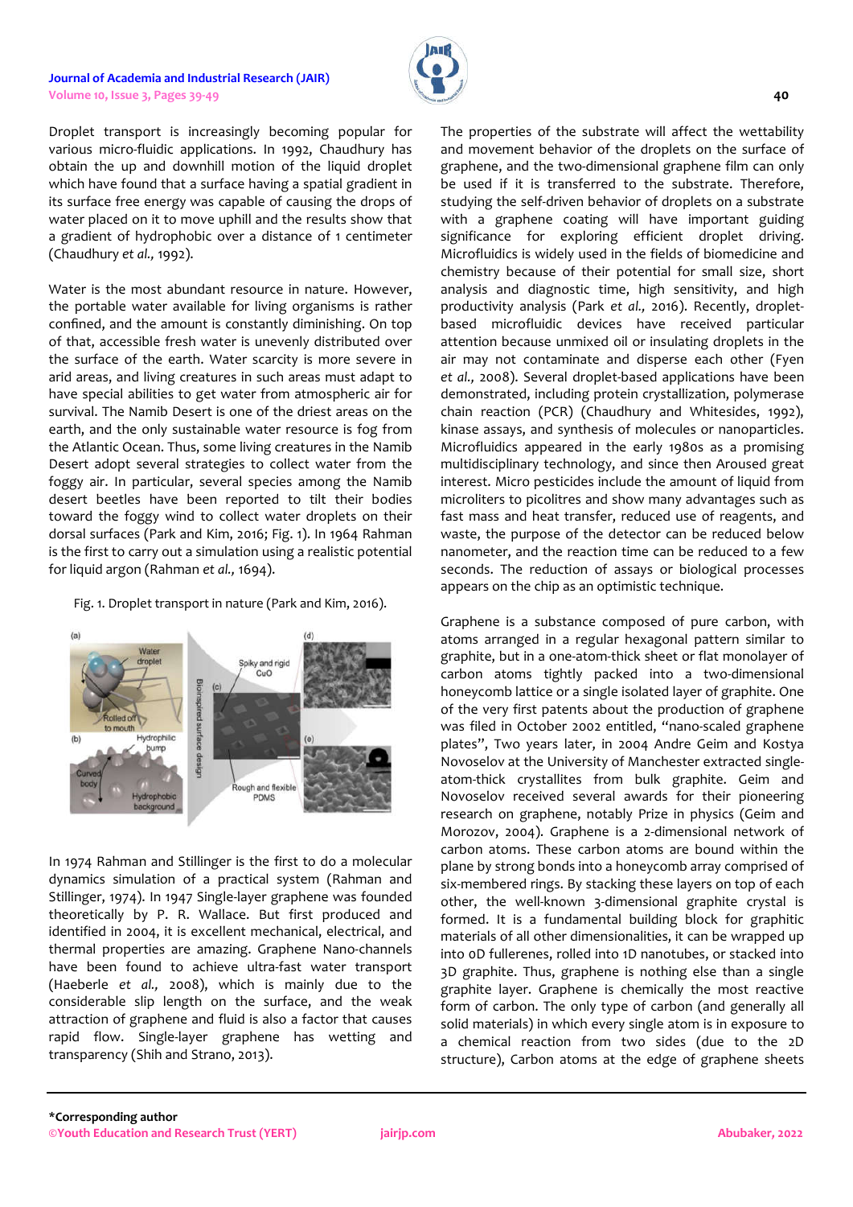Droplet transport is increasingly becoming popular for various micro-fluidic applications. In 1992, Chaudhury has obtain the up and downhill motion of the liquid droplet which have found that a surface having a spatial gradient in its surface free energy was capable of causing the drops of water placed on it to move uphill and the results show that a gradient of hydrophobic over a distance of 1 centimeter (Chaudhury *et al.,* 1992).

Water is the most abundant resource in nature. However, the portable water available for living organisms is rather confined, and the amount is constantly diminishing. On top of that, accessible fresh water is unevenly distributed over the surface of the earth. Water scarcity is more severe in arid areas, and living creatures in such areas must adapt to have special abilities to get water from atmospheric air for survival. The Namib Desert is one of the driest areas on the earth, and the only sustainable water resource is fog from the Atlantic Ocean. Thus, some living creatures in the Namib Desert adopt several strategies to collect water from the foggy air. In particular, several species among the Namib desert beetles have been reported to tilt their bodies toward the foggy wind to collect water droplets on their dorsal surfaces (Park and Kim, 2016; Fig. 1). In 1964 Rahman is the first to carry out a simulation using a realistic potential for liquid argon (Rahman *et al.,* 1694).

Fig. 1. Droplet transport in nature (Park and Kim, 2016).

In 1974 Rahman and Stillinger is the first to do a molecular dynamics simulation of a practical system (Rahman and Stillinger, 1974). In 1947 Single-layer graphene was founded theoretically by P. R. Wallace. But first produced and identified in 2004, it is excellent mechanical, electrical, and thermal properties are amazing. Graphene Nano-channels have been found to achieve ultra-fast water transport (Haeberle *et al.,* 2008), which is mainly due to the considerable slip length on the surface, and the weak attraction of graphene and fluid is also a factor that causes rapid flow. Single-layer graphene has wetting and transparency (Shih and Strano, 2013).

The properties of the substrate will affect the wettability and movement behavior of the droplets on the surface of graphene, and the two-dimensional graphene film can only be used if it is transferred to the substrate. Therefore, studying the self-driven behavior of droplets on a substrate with a graphene coating will have important guiding significance for exploring efficient droplet driving. Microfluidics is widely used in the fields of biomedicine and chemistry because of their potential for small size, short analysis and diagnostic time, high sensitivity, and high productivity analysis (Park *et al.,* 2016). Recently, droplet-based microfluidic devices have received particular attention because unmixed oil or insulating droplets in the air may not contaminate and disperse each other (Fyen *et al.,* 2008). Several droplet-based applications have been demonstrated, including protein crystallization, polymerase chain reaction (PCR) (Chaudhury and Whitesides, 1992), kinase assays, and synthesis of molecules or nanoparticles. Microfluidics appeared in the early 1980s as a promising multidisciplinary technology, and since then Aroused great interest. Micro pesticides include the amount of liquid from microliters to picolitres and show many advantages such as fast mass and heat transfer, reduced use of reagents, and waste, the purpose of the detector can be reduced below nanometer, and the reaction time can be reduced to a few seconds. The reduction of assays or biological processes appears on the chip as an optimistic technique.

Graphene is a substance composed of pure carbon, with atoms arranged in a regular hexagonal pattern similar to graphite, but in a one-atom-thick sheet or flat monolayer of carbon atoms tightly packed into a two-dimensional honeycomb lattice or a single isolated layer of graphite. One of the very first patents about the production of graphene was filed in October 2002 entitled, "nano-scaled graphene plates", Two years later, in 2004 Andre Geim and Kostya Novoselov at the University of Manchester extracted single-atom-thick crystallites from bulk graphite. Geim and Novoselov received several awards for their pioneering research on graphene, notably Prize in physics (Geim and Morozov, 2004). Graphene is a 2-dimensional network of carbon atoms. These carbon atoms are bound within the plane by strong bonds into a honeycomb array comprised of six-membered rings. By stacking these layers on top of each other, the well-known 3-dimensional graphite crystal is formed. It is a fundamental building block for graphitic materials of all other dimensionalities, it can be wrapped up into 0D fullerenes, rolled into 1D nanotubes, or stacked into 3D graphite. Thus, graphene is nothing else than a single graphite layer. Graphene is chemically the most reactive form of carbon. The only type of carbon (and generally all solid materials) in which every single atom is in exposure to a chemical reaction from two sides (due to the 2D structure), Carbon atoms at the edge of graphene sheets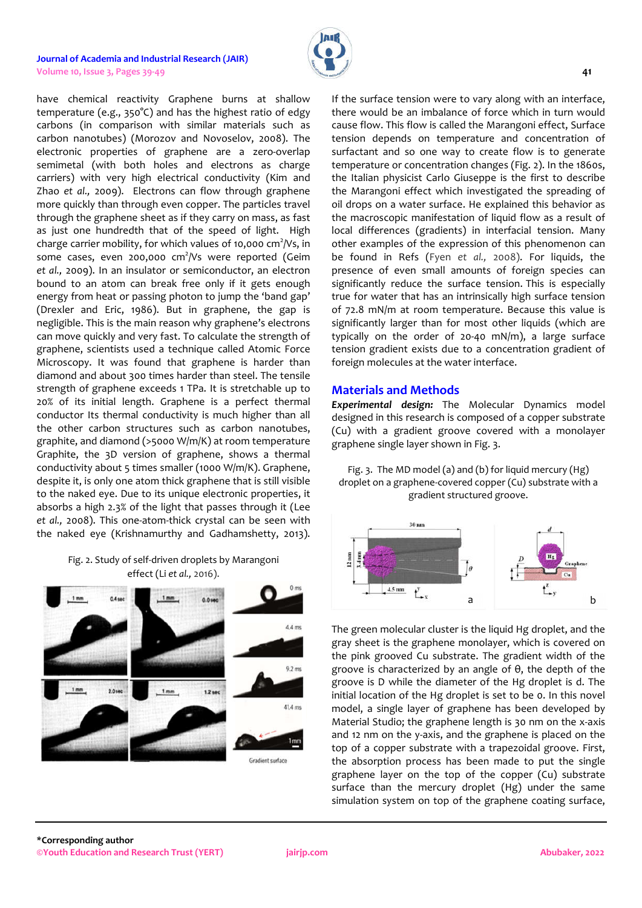have chemical reactivity Graphene burns at shallow temperature (e.g., 350°C) and has the highest ratio of edgy carbons (in comparison with similar materials such as carbon nanotubes) (Morozov and Novoselov, 2008). The electronic properties of graphene are a zero-overlap semimetal (with both holes and electrons as charge carriers) with very high electrical conductivity (Kim and Zhao *et al.,* 2009). Electrons can flow through graphene more quickly than through even copper. The particles travel through the graphene sheet as if they carry on mass, as fast as just one hundredth that of the speed of light. High charge carrier mobility, for which values of 10,000 $cm^2/Vs$, in some cases, even 200,000 $cm^2/Vs$ were reported (Geim *et al.,* 2009). In an insulator or semiconductor, an electron bound to an atom can break free only if it gets enough energy from heat or passing photon to jump the 'band gap' (Drexler and Eric, 1986). But in graphene, the gap is negligible. This is the main reason why graphene's electrons can move quickly and very fast. To calculate the strength of graphene, scientists used a technique called Atomic Force Microscopy. It was found that graphene is harder than diamond and about 300 times harder than steel. The tensile strength of graphene exceeds 1 TPa. It is stretchable up to 20% of its initial length. Graphene is a perfect thermal conductor Its thermal conductivity is much higher than all the other carbon structures such as carbon nanotubes, graphite, and diamond (>5000 W/m/K) at room temperature Graphite, the 3D version of graphene, shows a thermal conductivity about 5 times smaller (1000 W/m/K). Graphene, despite it, is only one atom thick graphene that is still visible to the naked eye. Due to its unique electronic properties, it absorbs a high 2.3% of the light that passes through it (Lee *et al.,* 2008). This one-atom-thick crystal can be seen with the naked eye (Krishnamurthy and Gadhamshetty, 2013).

Fig. 2. Study of self-driven droplets by Marangoni effect (Li *et al.,* 2016).

If the surface tension were to vary along with an interface, there would be an imbalance of force which in turn would cause flow. This flow is called the Marangoni effect, Surface tension depends on temperature and concentration of surfactant and so one way to create flow is to generate temperature or concentration changes (Fig. 2). In the 1860s, the Italian physicist Carlo Giuseppe is the first to describe the Marangoni effect which investigated the spreading of oil drops on a water surface. He explained this behavior as the macroscopic manifestation of liquid flow as a result of local differences (gradients) in interfacial tension. Many other examples of the expression of this phenomenon can be found in Refs (Fyen *et al.,* 2008). For liquids, the presence of even small amounts of foreign species can significantly reduce the surface tension. This is especially true for water that has an intrinsically high surface tension of 72.8 mN/m at room temperature. Because this value is significantly larger than for most other liquids (which are typically on the order of 20-40 mN/m), a large surface tension gradient exists due to a concentration gradient of foreign molecules at the water interface.

## Materials and Methods

***Experimental design:*** The Molecular Dynamics model designed in this research is composed of a copper substrate (Cu) with a gradient groove covered with a monolayer graphene single layer shown in Fig. 3.

Fig. 3. The MD model (a) and (b) for liquid mercury (Hg) droplet on a graphene-covered copper (Cu) substrate with a gradient structured groove.

The green molecular cluster is the liquid Hg droplet, and the gray sheet is the graphene monolayer, which is covered on the pink grooved Cu substrate. The gradient width of the groove is characterized by an angle of θ, the depth of the groove is D while the diameter of the Hg droplet is d. The initial location of the Hg droplet is set to be 0. In this novel model, a single layer of graphene has been developed by Material Studio; the graphene length is 30 nm on the x-axis and 12 nm on the y-axis, and the graphene is placed on the top of a copper substrate with a trapezoidal groove. First, the absorption process has been made to put the single graphene layer on the top of the copper (Cu) substrate surface than the mercury droplet (Hg) under the same simulation system on top of the graphene coating surface,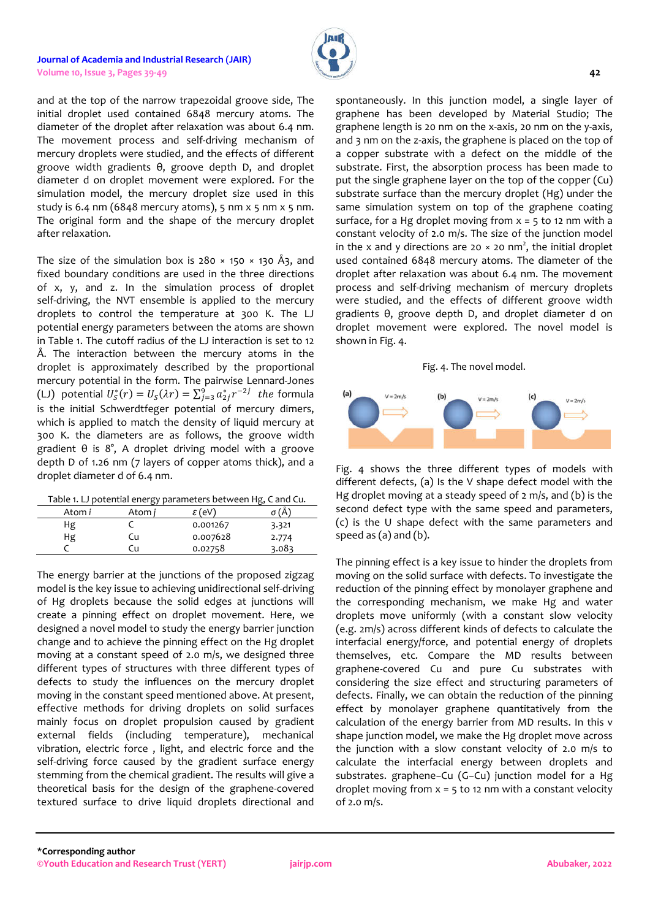and at the top of the narrow trapezoidal groove side, The initial droplet used contained 6848 mercury atoms. The diameter of the droplet after relaxation was about 6.4 nm. The movement process and self-driving mechanism of mercury droplets were studied, and the effects of different groove width gradients θ, groove depth D, and droplet diameter d on droplet movement were explored. For the simulation model, the mercury droplet size used in this study is 6.4 nm (6848 mercury atoms), 5 nm x 5 nm x 5 nm. The original form and the shape of the mercury droplet after relaxation.

The size of the simulation box is 280 × 150 × 130 Å3, and fixed boundary conditions are used in the three directions of x, y, and z. In the simulation process of droplet self-driving, the NVT ensemble is applied to the mercury droplets to control the temperature at 300 K. The LJ potential energy parameters between the atoms are shown in Table 1. The cutoff radius of the LJ interaction is set to 12 Å. The interaction between the mercury atoms in the droplet is approximately described by the proportional mercury potential in the form. The pairwise Lennard-Jones (LJ) potential $U_S^*(r) = U_S(\lambda r) = \sum_{j=3}^{9} a_{2j}^* r^{-2j}$ *the* formula is the initial Schwerdtfeger potential of mercury dimers, which is applied to match the density of liquid mercury at 300 K. the diameters are as follows, the groove width gradient θ is 8°, A droplet driving model with a groove depth D of 1.26 nm (7 layers of copper atoms thick), and a droplet diameter d of 6.4 nm.

Table 1. LJ potential energy parameters between Hg, C and Cu.

| Atom *i* | Atom *j* | *ε* (eV) | *σ* (Å) |
|---|---|---|---|
| Hg | C | 0.001267 | 3.321 |
| Hg | Cu | 0.007628 | 2.774 |
| C | Cu | 0.02758 | 3.083 |

The energy barrier at the junctions of the proposed zigzag model is the key issue to achieving unidirectional self-driving of Hg droplets because the solid edges at junctions will create a pinning effect on droplet movement. Here, we designed a novel model to study the energy barrier junction change and to achieve the pinning effect on the Hg droplet moving at a constant speed of 2.0 m/s, we designed three different types of structures with three different types of defects to study the influences on the mercury droplet moving in the constant speed mentioned above. At present, effective methods for driving droplets on solid surfaces mainly focus on droplet propulsion caused by gradient external fields (including temperature), mechanical vibration, electric force , light, and electric force and the self-driving force caused by the gradient surface energy stemming from the chemical gradient. The results will give a theoretical basis for the design of the graphene-covered textured surface to drive liquid droplets directional and spontaneously. In this junction model, a single layer of graphene has been developed by Material Studio; The graphene length is 20 nm on the x-axis, 20 nm on the y-axis, and 3 nm on the z-axis, the graphene is placed on the top of a copper substrate with a defect on the middle of the substrate. First, the absorption process has been made to put the single graphene layer on the top of the copper (Cu) substrate surface than the mercury droplet (Hg) under the same simulation system on top of the graphene coating surface, for a Hg droplet moving from x = 5 to 12 nm with a constant velocity of 2.0 m/s. The size of the junction model in the x and y directions are 20 × 20 nm$^2$, the initial droplet used contained 6848 mercury atoms. The diameter of the droplet after relaxation was about 6.4 nm. The movement process and self-driving mechanism of mercury droplets were studied, and the effects of different groove width gradients θ, groove depth D, and droplet diameter d on droplet movement were explored. The novel model is shown in Fig. 4.

Fig. 4. The novel model.

Fig. 4 shows the three different types of models with different defects, (a) Is the V shape defect model with the Hg droplet moving at a steady speed of 2 m/s, and (b) is the second defect type with the same speed and parameters, (c) is the U shape defect with the same parameters and speed as (a) and (b).

The pinning effect is a key issue to hinder the droplets from moving on the solid surface with defects. To investigate the reduction of the pinning effect by monolayer graphene and the corresponding mechanism, we make Hg and water droplets move uniformly (with a constant slow velocity (e.g. 2m/s) across different kinds of defects to calculate the interfacial energy/force, and potential energy of droplets themselves, etc. Compare the MD results between graphene-covered Cu and pure Cu substrates with considering the size effect and structuring parameters of defects. Finally, we can obtain the reduction of the pinning effect by monolayer graphene quantitatively from the calculation of the energy barrier from MD results. In this v shape junction model, we make the Hg droplet move across the junction with a slow constant velocity of 2.0 m/s to calculate the interfacial energy between droplets and substrates. graphene–Cu (G–Cu) junction model for a Hg droplet moving from x = 5 to 12 nm with a constant velocity of 2.0 m/s.

**\*Corresponding author**

©Youth Education and Research Trust (YERT) jairjp.com Abubaker, 2022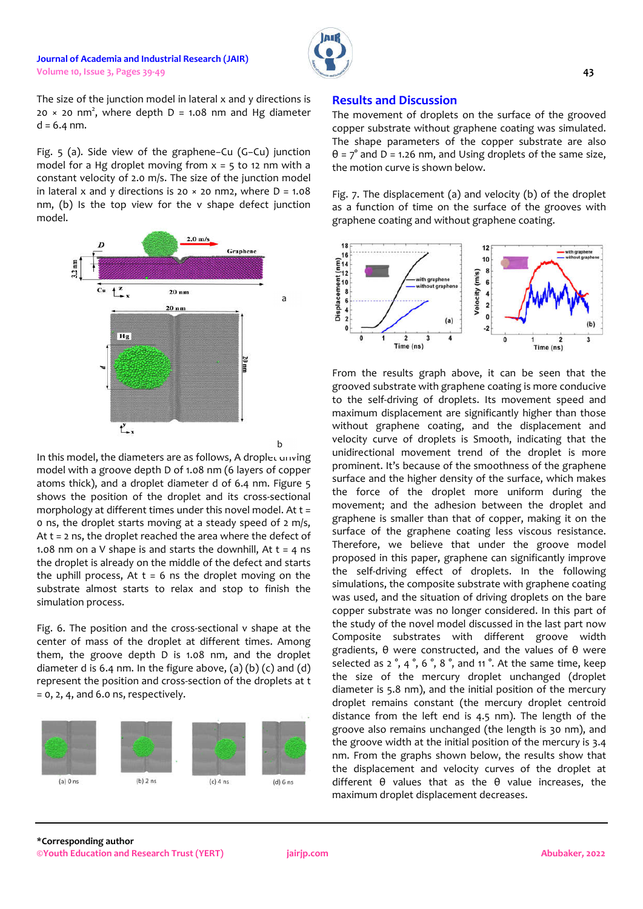The size of the junction model in lateral x and y directions is 20 × 20 $nm^2$, where depth D = 1.08 nm and Hg diameter d = 6.4 nm.

Fig. 5 (a). Side view of the graphene–Cu (G–Cu) junction model for a Hg droplet moving from x = 5 to 12 nm with a constant velocity of 2.0 m/s. The size of the junction model in lateral x and y directions is 20 × 20 nm2, where D = 1.08 nm, (b) Is the top view for the v shape defect junction model.

In this model, the diameters are as follows, A droplet driving model with a groove depth D of 1.08 nm (6 layers of copper atoms thick), and a droplet diameter d of 6.4 nm. Figure 5 shows the position of the droplet and its cross-sectional morphology at different times under this novel model. At t = 0 ns, the droplet starts moving at a steady speed of 2 m/s, At t = 2 ns, the droplet reached the area where the defect of 1.08 nm on a V shape is and starts the downhill, At t = 4 ns the droplet is already on the middle of the defect and starts the uphill process, At t = 6 ns the droplet moving on the substrate almost starts to relax and stop to finish the simulation process.

Fig. 6. The position and the cross-sectional v shape at the center of mass of the droplet at different times. Among them, the groove depth D is 1.08 nm, and the droplet diameter d is 6.4 nm. In the figure above, (a) (b) (c) and (d) represent the position and cross-section of the droplets at t = 0, 2, 4, and 6.0 ns, respectively.

## Results and Discussion

The movement of droplets on the surface of the grooved copper substrate without graphene coating was simulated. The shape parameters of the copper substrate are also θ = 7° and D = 1.26 nm, and Using droplets of the same size, the motion curve is shown below.

Fig. 7. The displacement (a) and velocity (b) of the droplet as a function of time on the surface of the grooves with graphene coating and without graphene coating.

From the results graph above, it can be seen that the grooved substrate with graphene coating is more conducive to the self-driving of droplets. Its movement speed and maximum displacement are significantly higher than those without graphene coating, and the displacement and velocity curve of droplets is Smooth, indicating that the unidirectional movement trend of the droplet is more prominent. It's because of the smoothness of the graphene surface and the higher density of the surface, which makes the force of the droplet more uniform during the movement; and the adhesion between the droplet and graphene is smaller than that of copper, making it on the surface of the graphene coating less viscous resistance. Therefore, we believe that under the groove model proposed in this paper, graphene can significantly improve the self-driving effect of droplets. In the following simulations, the composite substrate with graphene coating was used, and the situation of driving droplets on the bare copper substrate was no longer considered. In this part of the study of the novel model discussed in the last part now Composite substrates with different groove width gradients, θ were constructed, and the values of θ were selected as 2 °, 4 °, 6 °, 8 °, and 11 °. At the same time, keep the size of the mercury droplet unchanged (droplet diameter is 5.8 nm), and the initial position of the mercury droplet remains constant (the mercury droplet centroid distance from the left end is 4.5 nm). The length of the groove also remains unchanged (the length is 30 nm), and the groove width at the initial position of the mercury is 3.4 nm. From the graphs shown below, the results show that the displacement and velocity curves of the droplet at different θ values that as the θ value increases, the maximum droplet displacement decreases.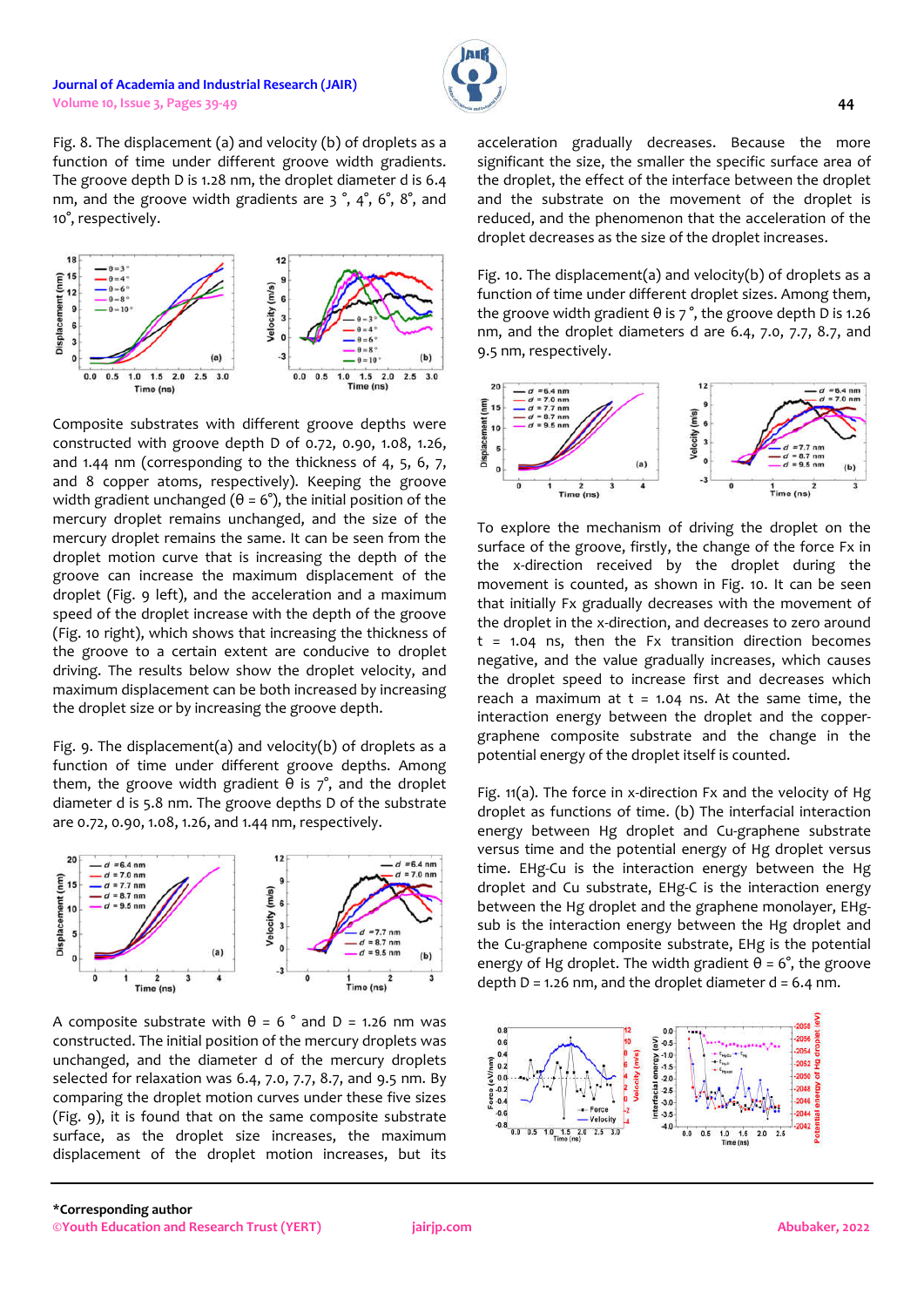Fig. 8. The displacement (a) and velocity (b) of droplets as a function of time under different groove width gradients. The groove depth D is 1.28 nm, the droplet diameter d is 6.4 nm, and the groove width gradients are 3 °, 4°, 6°, 8°, and 10°, respectively.

Composite substrates with different groove depths were constructed with groove depth D of 0.72, 0.90, 1.08, 1.26, and 1.44 nm (corresponding to the thickness of 4, 5, 6, 7, and 8 copper atoms, respectively). Keeping the groove width gradient unchanged (θ = 6°), the initial position of the mercury droplet remains unchanged, and the size of the mercury droplet remains the same. It can be seen from the droplet motion curve that is increasing the depth of the groove can increase the maximum displacement of the droplet (Fig. 9 left), and the acceleration and a maximum speed of the droplet increase with the depth of the groove (Fig. 10 right), which shows that increasing the thickness of the groove to a certain extent are conducive to droplet driving. The results below show the droplet velocity, and maximum displacement can be both increased by increasing the droplet size or by increasing the groove depth.

Fig. 9. The displacement(a) and velocity(b) of droplets as a function of time under different groove depths. Among them, the groove width gradient θ is 7°, and the droplet diameter d is 5.8 nm. The groove depths D of the substrate are 0.72, 0.90, 1.08, 1.26, and 1.44 nm, respectively.

A composite substrate with θ = 6 ° and D = 1.26 nm was constructed. The initial position of the mercury droplets was unchanged, and the diameter d of the mercury droplets selected for relaxation was 6.4, 7.0, 7.7, 8.7, and 9.5 nm. By comparing the droplet motion curves under these five sizes (Fig. 9), it is found that on the same composite substrate surface, as the droplet size increases, the maximum displacement of the droplet motion increases, but its acceleration gradually decreases. Because the more significant the size, the smaller the specific surface area of the droplet, the effect of the interface between the droplet and the substrate on the movement of the droplet is reduced, and the phenomenon that the acceleration of the droplet decreases as the size of the droplet increases.

Fig. 10. The displacement(a) and velocity(b) of droplets as a function of time under different droplet sizes. Among them, the groove width gradient θ is 7 °, the groove depth D is 1.26 nm, and the droplet diameters d are 6.4, 7.0, 7.7, 8.7, and 9.5 nm, respectively.

To explore the mechanism of driving the droplet on the surface of the groove, firstly, the change of the force Fx in the x-direction received by the droplet during the movement is counted, as shown in Fig. 10. It can be seen that initially Fx gradually decreases with the movement of the droplet in the x-direction, and decreases to zero around t = 1.04 ns, then the Fx transition direction becomes negative, and the value gradually increases, which causes the droplet speed to increase first and decreases which reach a maximum at t = 1.04 ns. At the same time, the interaction energy between the droplet and the copper-graphene composite substrate and the change in the potential energy of the droplet itself is counted.

Fig. 11(a). The force in x-direction Fx and the velocity of Hg droplet as functions of time. (b) The interfacial interaction energy between Hg droplet and Cu-graphene substrate versus time and the potential energy of Hg droplet versus time. EHg-Cu is the interaction energy between the Hg droplet and Cu substrate, EHg-C is the interaction energy between the Hg droplet and the graphene monolayer, EHg-sub is the interaction energy between the Hg droplet and the Cu-graphene composite substrate, EHg is the potential energy of Hg droplet. The width gradient θ = 6°, the groove depth D = 1.26 nm, and the droplet diameter d = 6.4 nm.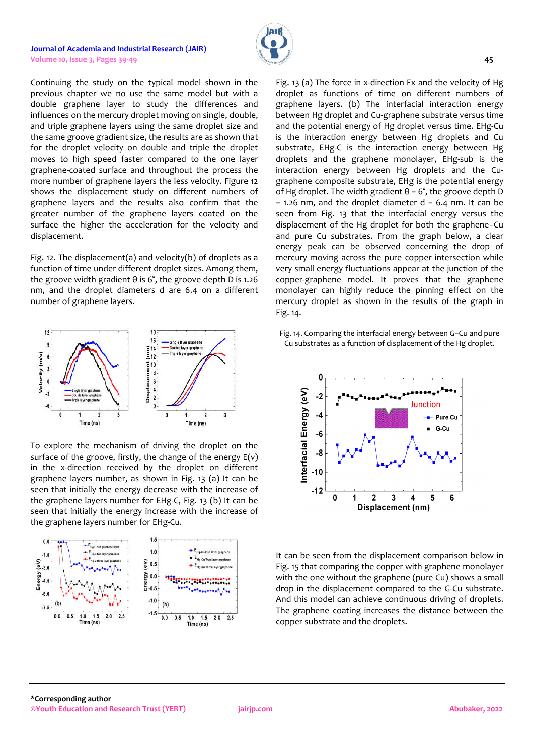Continuing the study on the typical model shown in the previous chapter we no use the same model but with a double graphene layer to study the differences and influences on the mercury droplet moving on single, double, and triple graphene layers using the same droplet size and the same groove gradient size, the results are as shown that for the droplet velocity on double and triple the droplet moves to high speed faster compared to the one layer graphene-coated surface and throughout the process the more number of graphene layers the less velocity. Figure 12 shows the displacement study on different numbers of graphene layers and the results also confirm that the greater number of the graphene layers coated on the surface the higher the acceleration for the velocity and displacement.

Fig. 12. The displacement(a) and velocity(b) of droplets as a function of time under different droplet sizes. Among them, the groove width gradient θ is 6°, the groove depth D is 1.26 nm, and the droplet diameters d are 6.4 on a different number of graphene layers.

To explore the mechanism of driving the droplet on the surface of the groove, firstly, the change of the energy E(v) in the x-direction received by the droplet on different graphene layers number, as shown in Fig. 13 (a) It can be seen that initially the energy decrease with the increase of the graphene layers number for EHg-C, Fig. 13 (b) It can be seen that initially the energy increase with the increase of the graphene layers number for EHg-Cu.

Fig. 13 (a) The force in x-direction Fx and the velocity of Hg droplet as functions of time on different numbers of graphene layers. (b) The interfacial interaction energy between Hg droplet and Cu-graphene substrate versus time and the potential energy of Hg droplet versus time. EHg-Cu is the interaction energy between Hg droplets and Cu substrate, EHg-C is the interaction energy between Hg droplets and the graphene monolayer, EHg-sub is the interaction energy between Hg droplets and the Cu-graphene composite substrate, EHg is the potential energy of Hg droplet. The width gradient θ = 6°, the groove depth D = 1.26 nm, and the droplet diameter d = 6.4 nm. It can be seen from Fig. 13 that the interfacial energy versus the displacement of the Hg droplet for both the graphene–Cu and pure Cu substrates. From the graph below, a clear energy peak can be observed concerning the drop of mercury moving across the pure copper intersection while very small energy fluctuations appear at the junction of the copper-graphene model. It proves that the graphene monolayer can highly reduce the pinning effect on the mercury droplet as shown in the results of the graph in Fig. 14.

Fig. 14. Comparing the interfacial energy between G–Cu and pure Cu substrates as a function of displacement of the Hg droplet.

It can be seen from the displacement comparison below in Fig. 15 that comparing the copper with graphene monolayer with the one without the graphene (pure Cu) shows a small drop in the displacement compared to the G-Cu substrate. And this model can achieve continuous driving of droplets. The graphene coating increases the distance between the copper substrate and the droplets.

*Corresponding author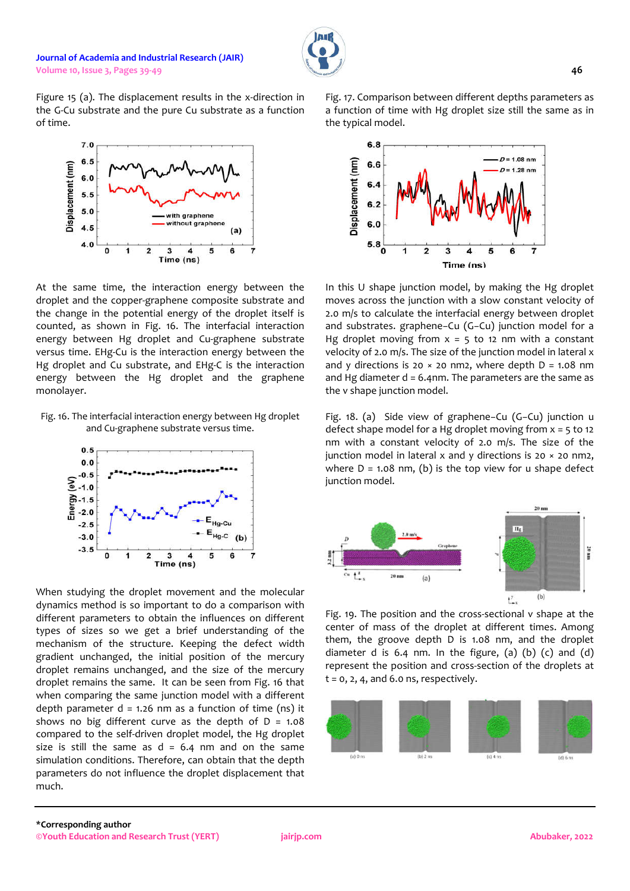Figure 15 (a). The displacement results in the x-direction in the G-Cu substrate and the pure Cu substrate as a function of time.

At the same time, the interaction energy between the droplet and the copper-graphene composite substrate and the change in the potential energy of the droplet itself is counted, as shown in Fig. 16. The interfacial interaction energy between Hg droplet and Cu-graphene substrate versus time. EHg-Cu is the interaction energy between the Hg droplet and Cu substrate, and EHg-C is the interaction energy between the Hg droplet and the graphene monolayer.

Fig. 16. The interfacial interaction energy between Hg droplet and Cu-graphene substrate versus time.

When studying the droplet movement and the molecular dynamics method is so important to do a comparison with different parameters to obtain the influences on different types of sizes so we get a brief understanding of the mechanism of the structure. Keeping the defect width gradient unchanged, the initial position of the mercury droplet remains unchanged, and the size of the mercury droplet remains the same. It can be seen from Fig. 16 that when comparing the same junction model with a different depth parameter d = 1.26 nm as a function of time (ns) it shows no big different curve as the depth of D = 1.08 compared to the self-driven droplet model, the Hg droplet size is still the same as d = 6.4 nm and on the same simulation conditions. Therefore, can obtain that the depth parameters do not influence the droplet displacement that much.

Fig. 17. Comparison between different depths parameters as a function of time with Hg droplet size still the same as in the typical model.

In this U shape junction model, by making the Hg droplet moves across the junction with a slow constant velocity of 2.0 m/s to calculate the interfacial energy between droplet and substrates. graphene–Cu (G–Cu) junction model for a Hg droplet moving from x = 5 to 12 nm with a constant velocity of 2.0 m/s. The size of the junction model in lateral x and y directions is 20 × 20 nm2, where depth D = 1.08 nm and Hg diameter d = 6.4nm. The parameters are the same as the v shape junction model.

Fig. 18. (a) Side view of graphene–Cu (G–Cu) junction u defect shape model for a Hg droplet moving from x = 5 to 12 nm with a constant velocity of 2.0 m/s. The size of the junction model in lateral x and y directions is 20 × 20 nm2, where D = 1.08 nm, (b) is the top view for u shape defect junction model.

Fig. 19. The position and the cross-sectional v shape at the center of mass of the droplet at different times. Among them, the groove depth D is 1.08 nm, and the droplet diameter d is 6.4 nm. In the figure, (a) (b) (c) and (d) represent the position and cross-section of the droplets at t = 0, 2, 4, and 6.0 ns, respectively.

*Corresponding author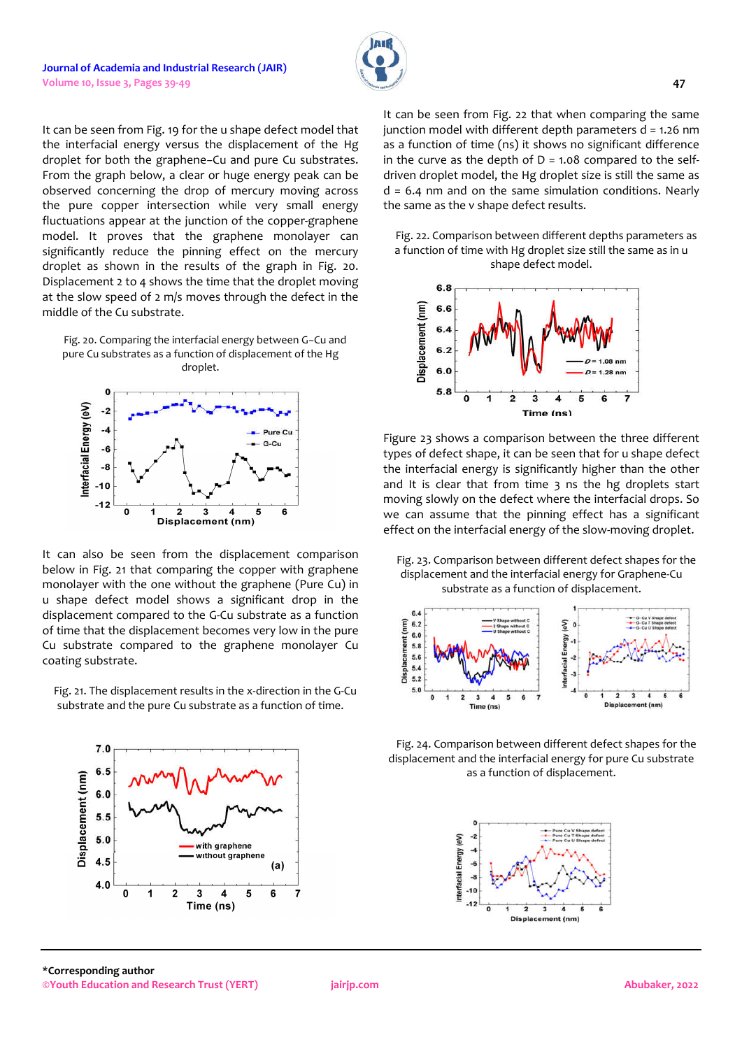It can be seen from Fig. 19 for the u shape defect model that the interfacial energy versus the displacement of the Hg droplet for both the graphene–Cu and pure Cu substrates. From the graph below, a clear or huge energy peak can be observed concerning the drop of mercury moving across the pure copper intersection while very small energy fluctuations appear at the junction of the copper-graphene model. It proves that the graphene monolayer can significantly reduce the pinning effect on the mercury droplet as shown in the results of the graph in Fig. 20. Displacement 2 to 4 shows the time that the droplet moving at the slow speed of 2 m/s moves through the defect in the middle of the Cu substrate.

Fig. 20. Comparing the interfacial energy between G–Cu and pure Cu substrates as a function of displacement of the Hg droplet.

It can also be seen from the displacement comparison below in Fig. 21 that comparing the copper with graphene monolayer with the one without the graphene (Pure Cu) in u shape defect model shows a significant drop in the displacement compared to the G-Cu substrate as a function of time that the displacement becomes very low in the pure Cu substrate compared to the graphene monolayer Cu coating substrate.

Fig. 21. The displacement results in the x-direction in the G-Cu substrate and the pure Cu substrate as a function of time.

It can be seen from Fig. 22 that when comparing the same junction model with different depth parameters d = 1.26 nm as a function of time (ns) it shows no significant difference in the curve as the depth of D = 1.08 compared to the self-driven droplet model, the Hg droplet size is still the same as d = 6.4 nm and on the same simulation conditions. Nearly the same as the v shape defect results.

Fig. 22. Comparison between different depths parameters as a function of time with Hg droplet size still the same as in u shape defect model.

Figure 23 shows a comparison between the three different types of defect shape, it can be seen that for u shape defect the interfacial energy is significantly higher than the other and It is clear that from time 3 ns the hg droplets start moving slowly on the defect where the interfacial drops. So we can assume that the pinning effect has a significant effect on the interfacial energy of the slow-moving droplet.

Fig. 23. Comparison between different defect shapes for the displacement and the interfacial energy for Graphene-Cu substrate as a function of displacement.

Fig. 24. Comparison between different defect shapes for the displacement and the interfacial energy for pure Cu substrate as a function of displacement.

*Corresponding author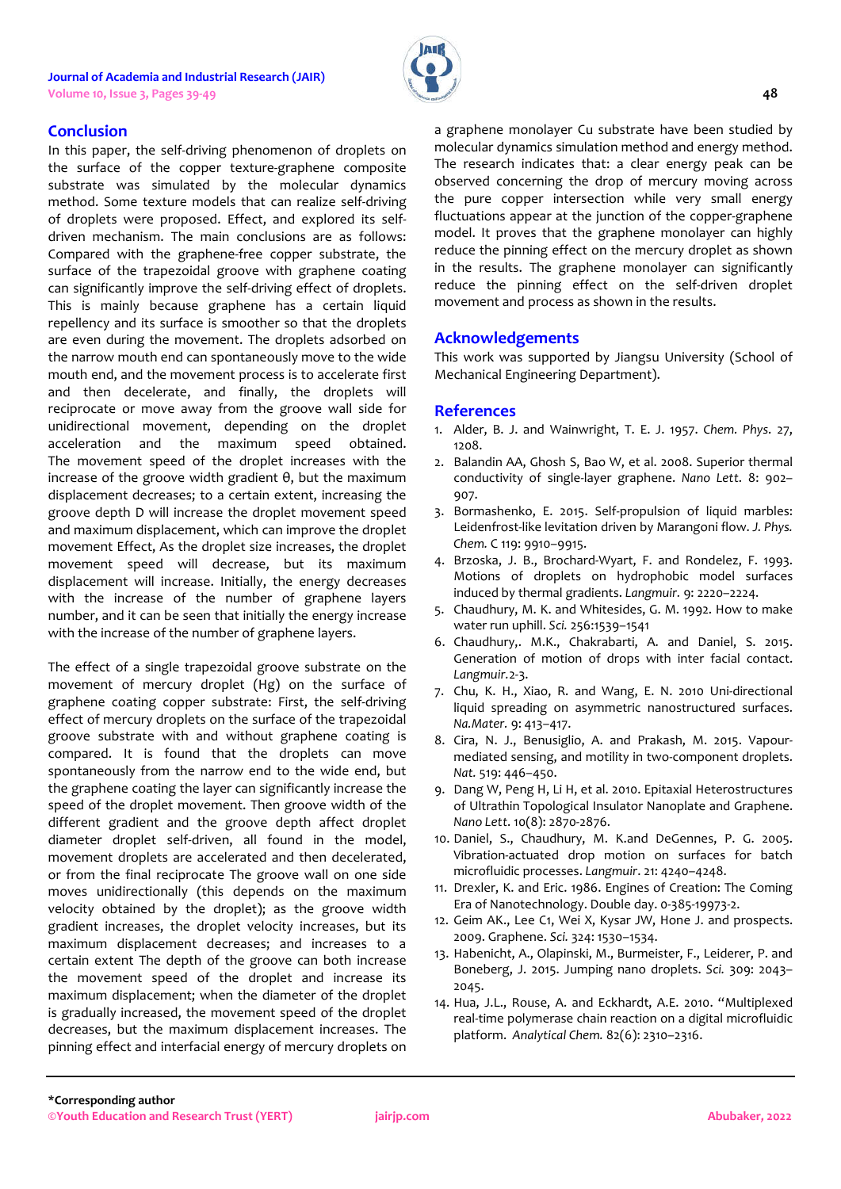## Conclusion

In this paper, the self-driving phenomenon of droplets on the surface of the copper texture-graphene composite substrate was simulated by the molecular dynamics method. Some texture models that can realize self-driving of droplets were proposed. Effect, and explored its self-driven mechanism. The main conclusions are as follows: Compared with the graphene-free copper substrate, the surface of the trapezoidal groove with graphene coating can significantly improve the self-driving effect of droplets. This is mainly because graphene has a certain liquid repellency and its surface is smoother so that the droplets are even during the movement. The droplets adsorbed on the narrow mouth end can spontaneously move to the wide mouth end, and the movement process is to accelerate first and then decelerate, and finally, the droplets will reciprocate or move away from the groove wall side for unidirectional movement, depending on the droplet acceleration and the maximum speed obtained. The movement speed of the droplet increases with the increase of the groove width gradient θ, but the maximum displacement decreases; to a certain extent, increasing the groove depth D will increase the droplet movement speed and maximum displacement, which can improve the droplet movement Effect, As the droplet size increases, the droplet movement speed will decrease, but its maximum displacement will increase. Initially, the energy decreases with the increase of the number of graphene layers number, and it can be seen that initially the energy increase with the increase of the number of graphene layers.

The effect of a single trapezoidal groove substrate on the movement of mercury droplet (Hg) on the surface of graphene coating copper substrate: First, the self-driving effect of mercury droplets on the surface of the trapezoidal groove substrate with and without graphene coating is compared. It is found that the droplets can move spontaneously from the narrow end to the wide end, but the graphene coating the layer can significantly increase the speed of the droplet movement. Then groove width of the different gradient and the groove depth affect droplet diameter droplet self-driven, all found in the model, movement droplets are accelerated and then decelerated, or from the final reciprocate The groove wall on one side moves unidirectionally (this depends on the maximum velocity obtained by the droplet); as the groove width gradient increases, the droplet velocity increases, but its maximum displacement decreases; and increases to a certain extent The depth of the groove can both increase the movement speed of the droplet and increase its maximum displacement; when the diameter of the droplet is gradually increased, the movement speed of the droplet decreases, but the maximum displacement increases. The pinning effect and interfacial energy of mercury droplets on a graphene monolayer Cu substrate have been studied by molecular dynamics simulation method and energy method. The research indicates that: a clear energy peak can be observed concerning the drop of mercury moving across the pure copper intersection while very small energy fluctuations appear at the junction of the copper-graphene model. It proves that the graphene monolayer can highly reduce the pinning effect on the mercury droplet as shown in the results. The graphene monolayer can significantly reduce the pinning effect on the self-driven droplet movement and process as shown in the results.

## Acknowledgements

This work was supported by Jiangsu University (School of Mechanical Engineering Department).

## References

1. Alder, B. J. and Wainwright, T. E. J. 1957. *Chem. Phys.* 27, 1208.
2. Balandin AA, Ghosh S, Bao W, et al. 2008. Superior thermal conductivity of single-layer graphene. *Nano Lett*. 8: 902–907.
3. Bormashenko, E. 2015. Self-propulsion of liquid marbles: Leidenfrost-like levitation driven by Marangoni flow. *J. Phys. Chem.* C 119: 9910–9915.
4. Brzoska, J. B., Brochard-Wyart, F. and Rondelez, F. 1993. Motions of droplets on hydrophobic model surfaces induced by thermal gradients. *Langmuir.* 9: 2220–2224.
5. Chaudhury, M. K. and Whitesides, G. M. 1992. How to make water run uphill. *Sci.* 256:1539–1541
6. Chaudhury,. M.K., Chakrabarti, A. and Daniel, S. 2015. Generation of motion of drops with inter facial contact. *Langmuir.*2-3.
7. Chu, K. H., Xiao, R. and Wang, E. N. 2010 Uni-directional liquid spreading on asymmetric nanostructured surfaces. *Na.Mater.* 9: 413–417.
8. Cira, N. J., Benusiglio, A. and Prakash, M. 2015. Vapour-mediated sensing, and motility in two-component droplets. *Nat.* 519: 446–450.
9. Dang W, Peng H, Li H, et al. 2010. Epitaxial Heterostructures of Ultrathin Topological Insulator Nanoplate and Graphene. *Nano Lett*. 10(8): 2870-2876.
10. Daniel, S., Chaudhury, M. K.and DeGennes, P. G. 2005. Vibration-actuated drop motion on surfaces for batch microfluidic processes. *Langmuir*. 21: 4240–4248.
11. Drexler, K. and Eric. 1986. Engines of Creation: The Coming Era of Nanotechnology. Double day. 0-385-19973-2.
12. Geim AK., Lee C1, Wei X, Kysar JW, Hone J. and prospects. 2009. Graphene. *Sci.* 324: 1530–1534.
13. Habenicht, A., Olapinski, M., Burmeister, F., Leiderer, P. and Boneberg, J. 2015. Jumping nano droplets. *Sci.* 309: 2043–2045.
14. Hua, J.L., Rouse, A. and Eckhardt, A.E. 2010. "Multiplexed real-time polymerase chain reaction on a digital microfluidic platform. *Analytical Chem.* 82(6): 2310–2316.

***Corresponding author**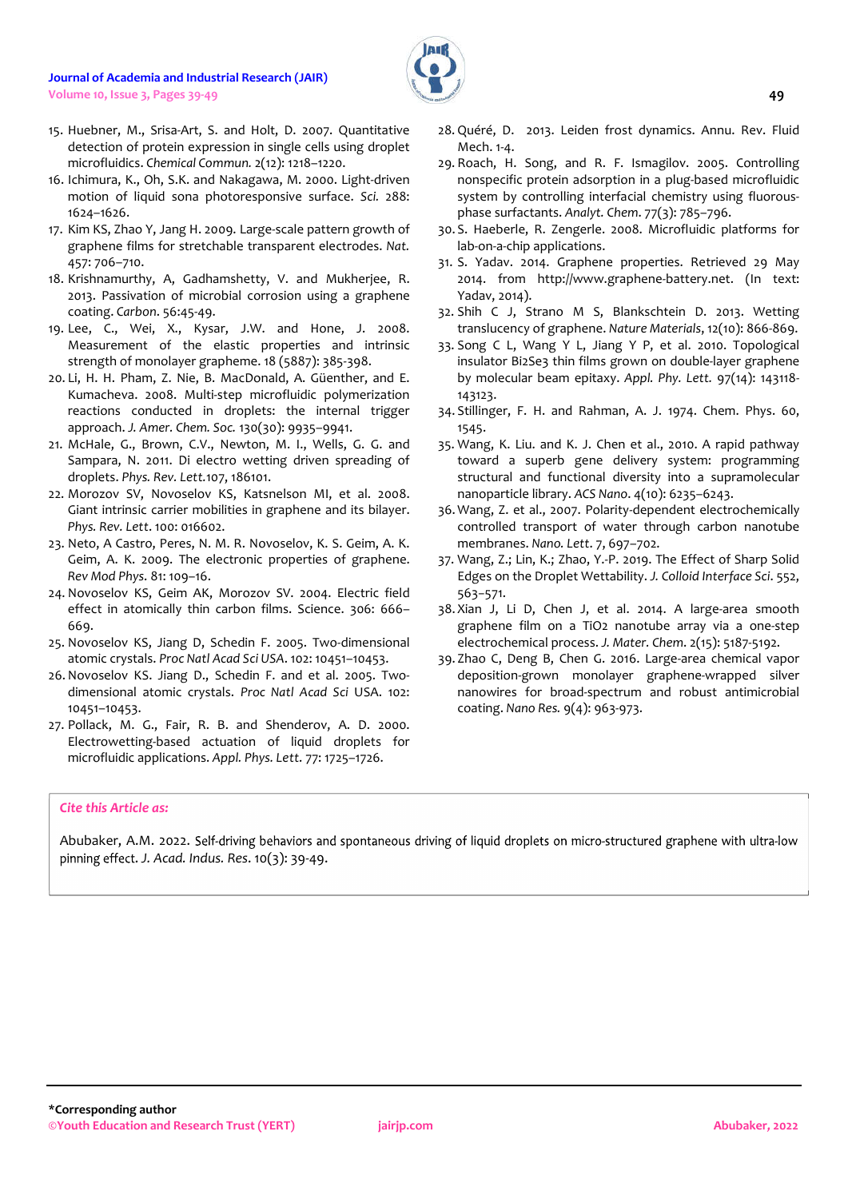15. Huebner, M., Srisa-Art, S. and Holt, D. 2007. Quantitative detection of protein expression in single cells using droplet microfluidics. *Chemical Commun.* 2(12): 1218–1220.
16. Ichimura, K., Oh, S.K. and Nakagawa, M. 2000. Light-driven motion of liquid sona photoresponsive surface. *Sci.* 288: 1624–1626.
17. Kim KS, Zhao Y, Jang H. 2009. Large-scale pattern growth of graphene films for stretchable transparent electrodes. *Nat.* 457: 706–710.
18. Krishnamurthy, A, Gadhamshetty, V. and Mukherjee, R. 2013. Passivation of microbial corrosion using a graphene coating. *Carbon*. 56:45-49.
19. Lee, C., Wei, X., Kysar, J.W. and Hone, J. 2008. Measurement of the elastic properties and intrinsic strength of monolayer graphene. 18 (5887): 385-398.
20. Li, H. H. Pham, Z. Nie, B. MacDonald, A. Güenther, and E. Kumacheva. 2008. Multi-step microfluidic polymerization reactions conducted in droplets: the internal trigger approach. *J. Amer. Chem. Soc.* 130(30): 9935–9941.
21. McHale, G., Brown, C.V., Newton, M. I., Wells, G. G. and Sampara, N. 2011. Di electro wetting driven spreading of droplets. *Phys. Rev. Lett.*107, 186101.
22. Morozov SV, Novoselov KS, Katsnelson MI, et al. 2008. Giant intrinsic carrier mobilities in graphene and its bilayer. *Phys. Rev. Lett*. 100: 016602.
23. Neto, A Castro, Peres, N. M. R. Novoselov, K. S. Geim, A. K. Geim, A. K. 2009. The electronic properties of graphene. *Rev Mod Phys*. 81: 109–16.
24. Novoselov KS, Geim AK, Morozov SV. 2004. Electric field effect in atomically thin carbon films. Science. 306: 666–669.
25. Novoselov KS, Jiang D, Schedin F. 2005. Two-dimensional atomic crystals. *Proc Natl Acad Sci USA*. 102: 10451–10453.
26. Novoselov KS. Jiang D., Schedin F. and et al. 2005. Two-dimensional atomic crystals. *Proc Natl Acad Sci* USA. 102: 10451–10453.
27. Pollack, M. G., Fair, R. B. and Shenderov, A. D. 2000. Electrowetting-based actuation of liquid droplets for microfluidic applications. *Appl. Phys. Lett*. 77: 1725–1726.
28. Quéré, D. 2013. Leiden frost dynamics. Annu. Rev. Fluid Mech. 1-4.
29. Roach, H. Song, and R. F. Ismagilov. 2005. Controlling nonspecific protein adsorption in a plug-based microfluidic system by controlling interfacial chemistry using fluorous-phase surfactants. *Analyt. Chem*. 77(3): 785–796.
30. S. Haeberle, R. Zengerle. 2008. Microfluidic platforms for lab-on-a-chip applications.
31. S. Yadav. 2014. Graphene properties. Retrieved 29 May 2014. from http://www.graphene-battery.net. (In text: Yadav, 2014).
32. Shih C J, Strano M S, Blankschtein D. 2013. Wetting translucency of graphene. *Nature Materials*, 12(10): 866-869.
33. Song C L, Wang Y L, Jiang Y P, et al. 2010. Topological insulator $Bi_2Se_3$ thin films grown on double-layer graphene by molecular beam epitaxy. *Appl. Phy. Lett.* 97(14): 143118-143123.
34. Stillinger, F. H. and Rahman, A. J. 1974. Chem. Phys. 60, 1545.
35. Wang, K. Liu. and K. J. Chen et al., 2010. A rapid pathway toward a superb gene delivery system: programming structural and functional diversity into a supramolecular nanoparticle library. *ACS Nano*. 4(10): 6235–6243.
36. Wang, Z. et al., 2007. Polarity-dependent electrochemically controlled transport of water through carbon nanotube membranes. *Nano. Lett*. 7, 697–702.
37. Wang, Z.; Lin, K.; Zhao, Y.-P. 2019. The Effect of Sharp Solid Edges on the Droplet Wettability. *J. Colloid Interface Sci*. 552, 563–571.
38. Xian J, Li D, Chen J, et al. 2014. A large-area smooth graphene film on a $TiO_2$ nanotube array via a one-step electrochemical process. *J. Mater. Chem*. 2(15): 5187-5192.
39. Zhao C, Deng B, Chen G. 2016. Large-area chemical vapor deposition-grown monolayer graphene-wrapped silver nanowires for broad-spectrum and robust antimicrobial coating. *Nano Res.* 9(4): 963-973.

***Cite this Article as:***

Abubaker, A.M. 2022. Self-driving behaviors and spontaneous driving of liquid droplets on micro-structured graphene with ultra-low pinning effect. *J. Acad. Indus. Res.* 10(3): 39-49.

**\*Corresponding author**